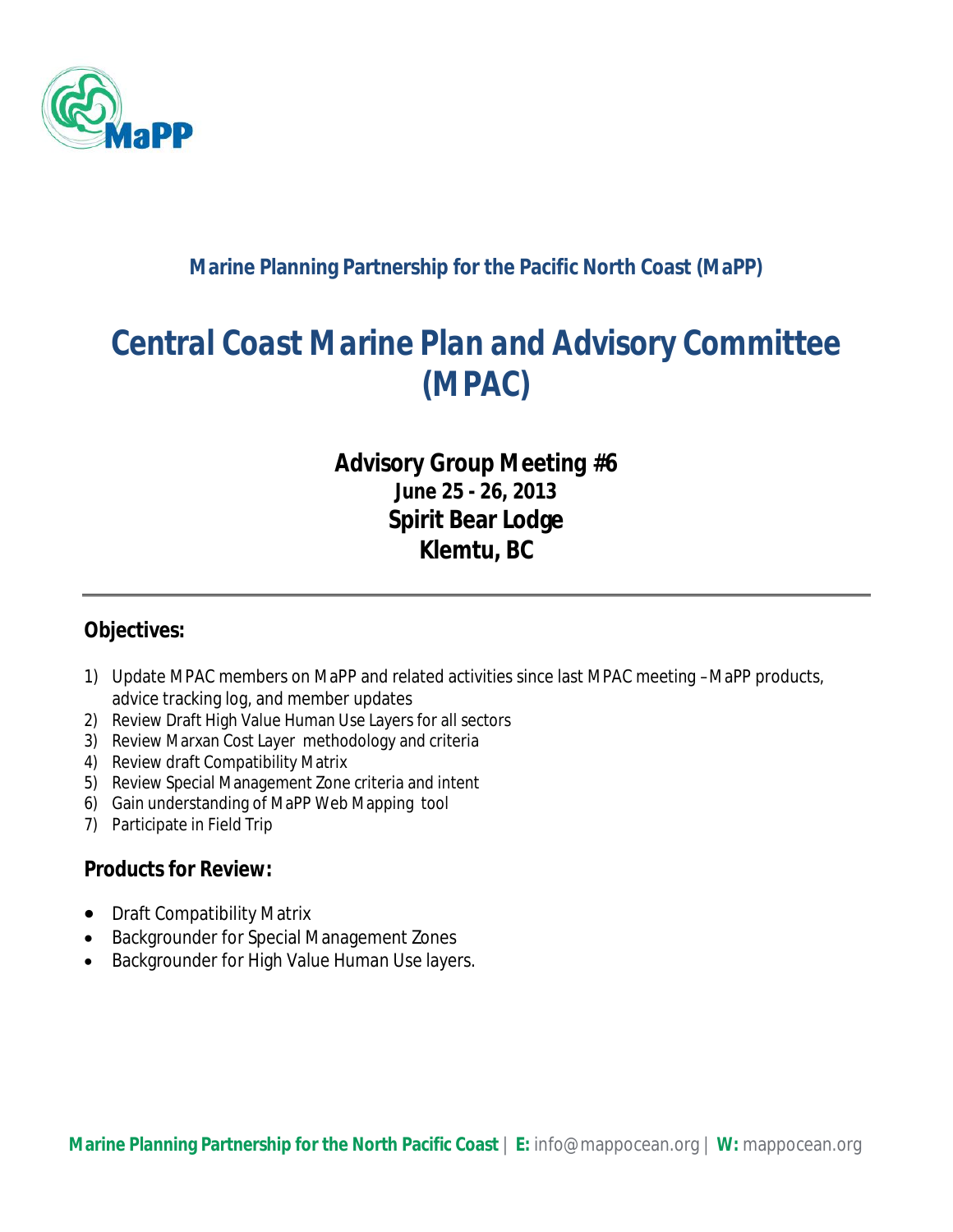**Marine Planning Partnership for the Pacific North Coast (MaPP)**

# Central Coast Marine Plan and Advisory Committee (MPAC)

## Advisory Group Meeting #6
**June 25 - 26, 2013**
**Spirit Bear Lodge**
**Klemtu, BC**

---

### Objectives:

1) Update MPAC members on MaPP and related activities since last MPAC meeting – MaPP products, advice tracking log, and member updates
2) Review Draft High Value Human Use Layers for all sectors
3) Review Marxan Cost Layer methodology and criteria
4) Review draft Compatibility Matrix
5) Review Special Management Zone criteria and intent
6) Gain understanding of MaPP Web Mapping tool
7) Participate in Field Trip

### Products for Review:

- Draft Compatibility Matrix
- Backgrounder for Special Management Zones
- Backgrounder for High Value Human Use layers.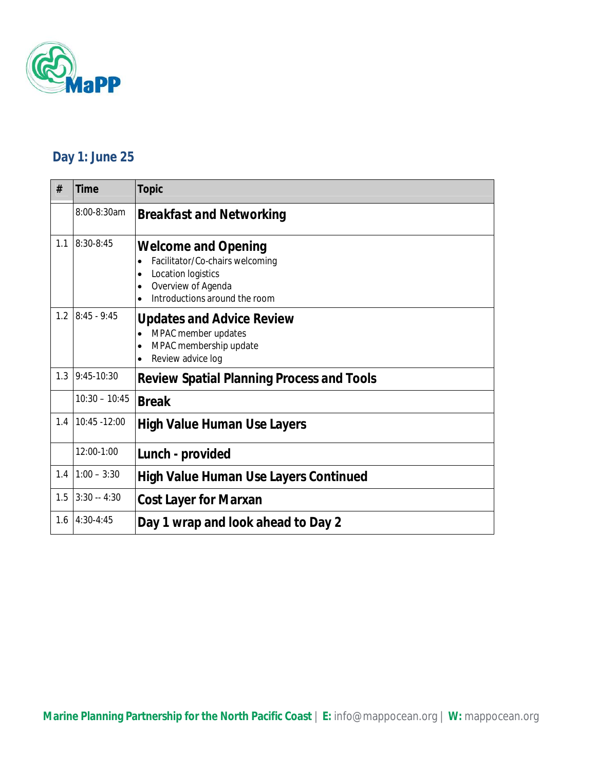## Day 1: June 25

| # | Time | Topic |
|---|---|---|
| | 8:00-8:30am | **Breakfast and Networking** |
| 1.1 | 8:30-8:45 | **Welcome and Opening**<br>• Facilitator/Co-chairs welcoming<br>• Location logistics<br>• Overview of Agenda<br>• Introductions around the room |
| 1.2 | 8:45 - 9:45 | **Updates and Advice Review**<br>• MPAC member updates<br>• MPAC membership update<br>• Review advice log |
| 1.3 | 9:45-10:30 | **Review Spatial Planning Process and Tools** |
| | 10:30 – 10:45 | **Break** |
| 1.4 | 10:45 -12:00 | **High Value Human Use Layers** |
| | 12:00-1:00 | **Lunch - provided** |
| 1.4 | 1:00 – 3:30 | **High Value Human Use Layers Continued** |
| 1.5 | 3:30 -- 4:30 | **Cost Layer for Marxan** |
| 1.6 | 4:30-4:45 | **Day 1 wrap and look ahead to Day 2** |

**Marine Planning Partnership for the North Pacific Coast** | **E:** info@mappocean.org | **W:** mappocean.org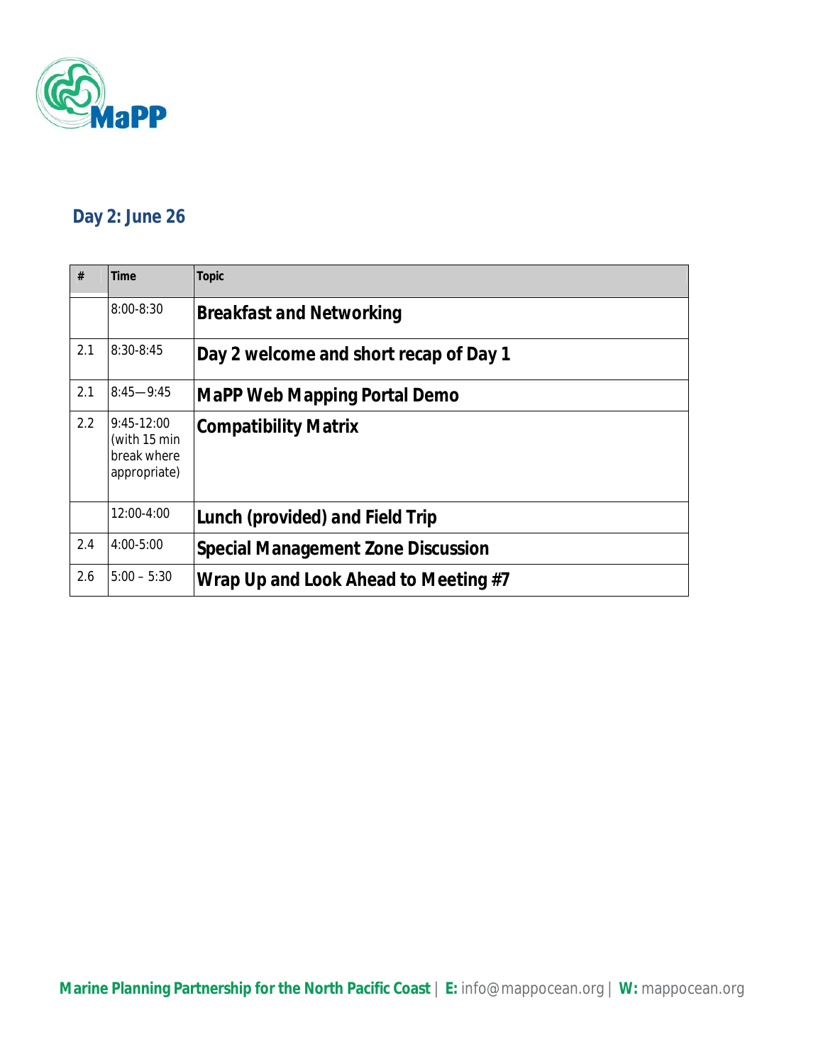## Day 2: June 26

| # | Time | Topic |
|---|---|---|
| | 8:00-8:30 | **Breakfast and Networking** |
| 2.1 | 8:30-8:45 | **Day 2 welcome and short recap of Day 1** |
| 2.1 | 8:45—9:45 | **MaPP Web Mapping Portal Demo** |
| 2.2 | 9:45-12:00 (with 15 min break where appropriate) | **Compatibility Matrix** |
| | 12:00-4:00 | **Lunch (provided) and Field Trip** |
| 2.4 | 4:00-5:00 | **Special Management Zone Discussion** |
| 2.6 | 5:00 – 5:30 | **Wrap Up and Look Ahead to Meeting #7** |